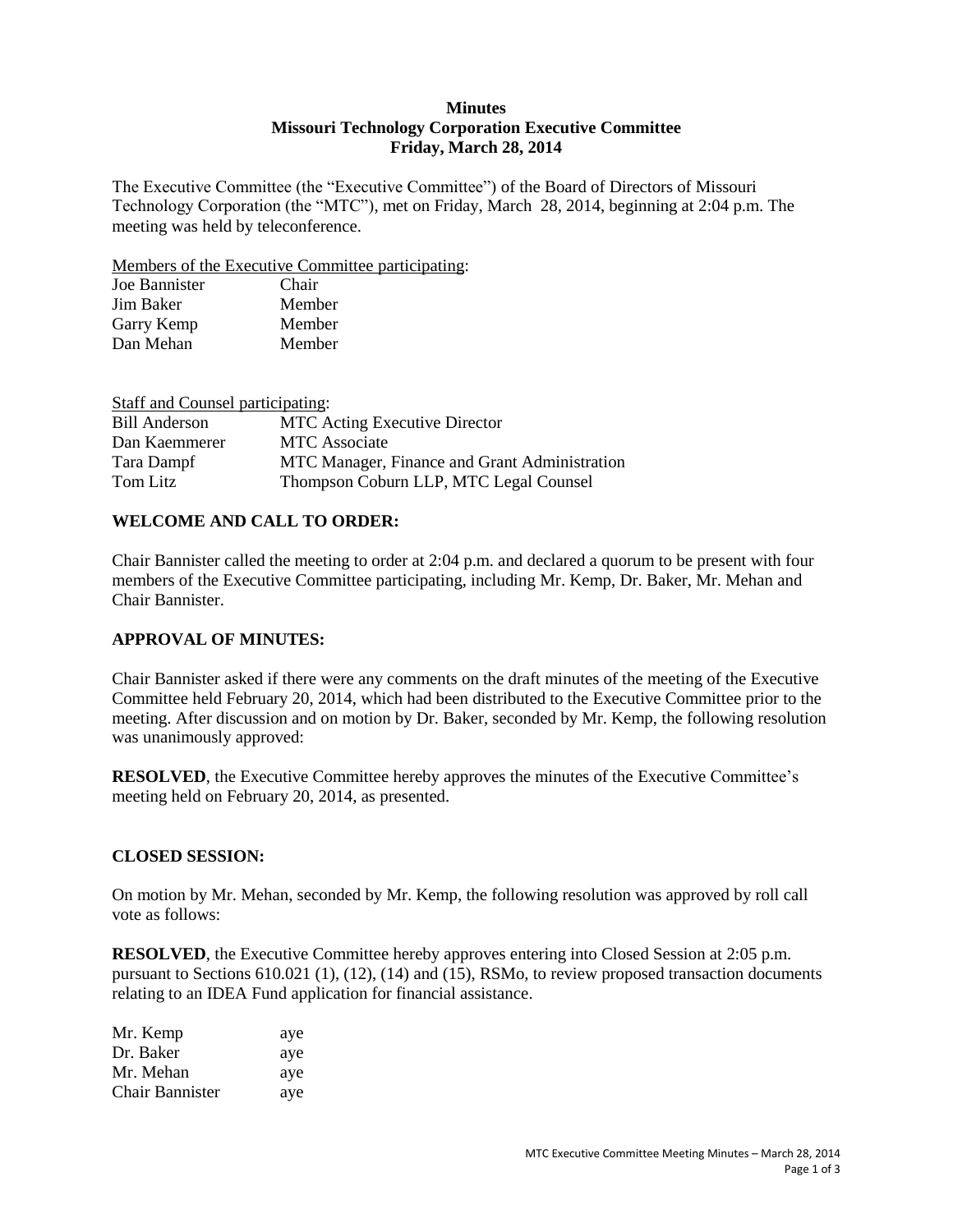**Minutes**
**Missouri Technology Corporation Executive Committee**
**Friday, March 28, 2014**

The Executive Committee (the "Executive Committee") of the Board of Directors of Missouri Technology Corporation (the "MTC"), met on Friday, March 28, 2014, beginning at 2:04 p.m. The meeting was held by teleconference.

Members of the Executive Committee participating:

| | |
|---|---|
| Joe Bannister | Chair |
| Jim Baker | Member |
| Garry Kemp | Member |
| Dan Mehan | Member |

Staff and Counsel participating:

| | |
|---|---|
| Bill Anderson | MTC Acting Executive Director |
| Dan Kaemmerer | MTC Associate |
| Tara Dampf | MTC Manager, Finance and Grant Administration |
| Tom Litz | Thompson Coburn LLP, MTC Legal Counsel |

## WELCOME AND CALL TO ORDER:

Chair Bannister called the meeting to order at 2:04 p.m. and declared a quorum to be present with four members of the Executive Committee participating, including Mr. Kemp, Dr. Baker, Mr. Mehan and Chair Bannister.

## APPROVAL OF MINUTES:

Chair Bannister asked if there were any comments on the draft minutes of the meeting of the Executive Committee held February 20, 2014, which had been distributed to the Executive Committee prior to the meeting. After discussion and on motion by Dr. Baker, seconded by Mr. Kemp, the following resolution was unanimously approved:

**RESOLVED**, the Executive Committee hereby approves the minutes of the Executive Committee's meeting held on February 20, 2014, as presented.

## CLOSED SESSION:

On motion by Mr. Mehan, seconded by Mr. Kemp, the following resolution was approved by roll call vote as follows:

**RESOLVED**, the Executive Committee hereby approves entering into Closed Session at 2:05 p.m. pursuant to Sections 610.021 (1), (12), (14) and (15), RSMo, to review proposed transaction documents relating to an IDEA Fund application for financial assistance.

| | |
|---|---|
| Mr. Kemp | aye |
| Dr. Baker | aye |
| Mr. Mehan | aye |
| Chair Bannister | aye |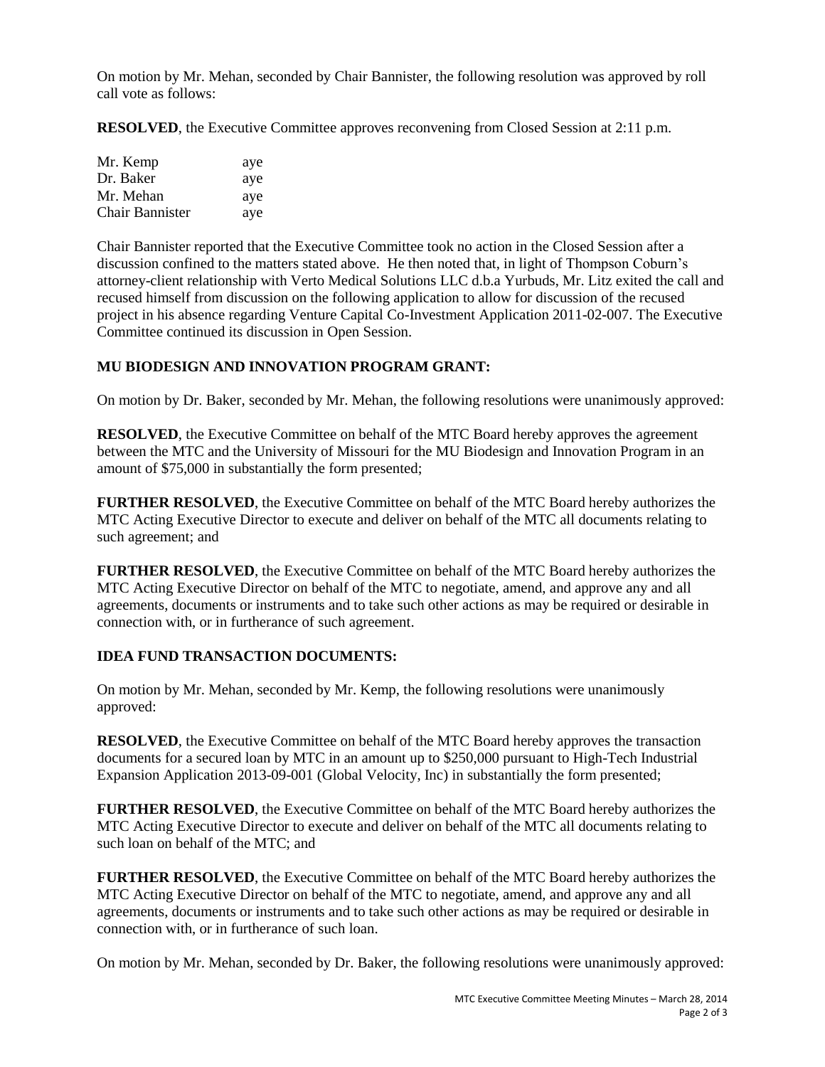On motion by Mr. Mehan, seconded by Chair Bannister, the following resolution was approved by roll call vote as follows:

**RESOLVED**, the Executive Committee approves reconvening from Closed Session at 2:11 p.m.

| | |
|---|---|
| Mr. Kemp | aye |
| Dr. Baker | aye |
| Mr. Mehan | aye |
| Chair Bannister | aye |

Chair Bannister reported that the Executive Committee took no action in the Closed Session after a discussion confined to the matters stated above. He then noted that, in light of Thompson Coburn's attorney-client relationship with Verto Medical Solutions LLC d.b.a Yurbuds, Mr. Litz exited the call and recused himself from discussion on the following application to allow for discussion of the recused project in his absence regarding Venture Capital Co-Investment Application 2011-02-007. The Executive Committee continued its discussion in Open Session.

**MU BIODESIGN AND INNOVATION PROGRAM GRANT:**

On motion by Dr. Baker, seconded by Mr. Mehan, the following resolutions were unanimously approved:

**RESOLVED**, the Executive Committee on behalf of the MTC Board hereby approves the agreement between the MTC and the University of Missouri for the MU Biodesign and Innovation Program in an amount of $75,000 in substantially the form presented;

**FURTHER RESOLVED**, the Executive Committee on behalf of the MTC Board hereby authorizes the MTC Acting Executive Director to execute and deliver on behalf of the MTC all documents relating to such agreement; and

**FURTHER RESOLVED**, the Executive Committee on behalf of the MTC Board hereby authorizes the MTC Acting Executive Director on behalf of the MTC to negotiate, amend, and approve any and all agreements, documents or instruments and to take such other actions as may be required or desirable in connection with, or in furtherance of such agreement.

**IDEA FUND TRANSACTION DOCUMENTS:**

On motion by Mr. Mehan, seconded by Mr. Kemp, the following resolutions were unanimously approved:

**RESOLVED**, the Executive Committee on behalf of the MTC Board hereby approves the transaction documents for a secured loan by MTC in an amount up to $250,000 pursuant to High-Tech Industrial Expansion Application 2013-09-001 (Global Velocity, Inc) in substantially the form presented;

**FURTHER RESOLVED**, the Executive Committee on behalf of the MTC Board hereby authorizes the MTC Acting Executive Director to execute and deliver on behalf of the MTC all documents relating to such loan on behalf of the MTC; and

**FURTHER RESOLVED**, the Executive Committee on behalf of the MTC Board hereby authorizes the MTC Acting Executive Director on behalf of the MTC to negotiate, amend, and approve any and all agreements, documents or instruments and to take such other actions as may be required or desirable in connection with, or in furtherance of such loan.

On motion by Mr. Mehan, seconded by Dr. Baker, the following resolutions were unanimously approved: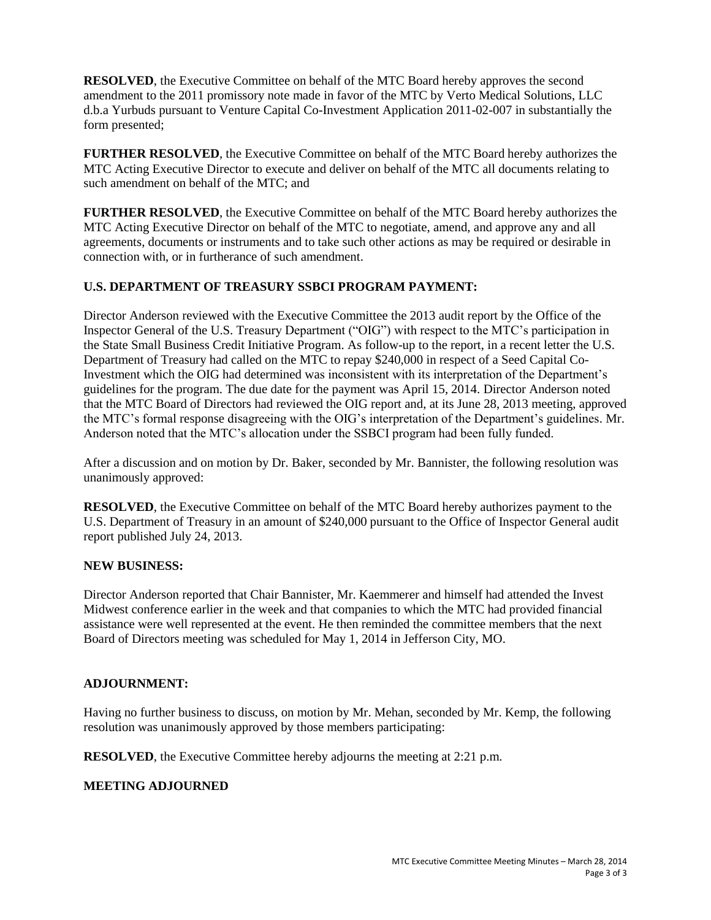**RESOLVED**, the Executive Committee on behalf of the MTC Board hereby approves the second amendment to the 2011 promissory note made in favor of the MTC by Verto Medical Solutions, LLC d.b.a Yurbuds pursuant to Venture Capital Co-Investment Application 2011-02-007 in substantially the form presented;

**FURTHER RESOLVED**, the Executive Committee on behalf of the MTC Board hereby authorizes the MTC Acting Executive Director to execute and deliver on behalf of the MTC all documents relating to such amendment on behalf of the MTC; and

**FURTHER RESOLVED**, the Executive Committee on behalf of the MTC Board hereby authorizes the MTC Acting Executive Director on behalf of the MTC to negotiate, amend, and approve any and all agreements, documents or instruments and to take such other actions as may be required or desirable in connection with, or in furtherance of such amendment.

**U.S. DEPARTMENT OF TREASURY SSBCI PROGRAM PAYMENT:**

Director Anderson reviewed with the Executive Committee the 2013 audit report by the Office of the Inspector General of the U.S. Treasury Department ("OIG") with respect to the MTC's participation in the State Small Business Credit Initiative Program. As follow-up to the report, in a recent letter the U.S. Department of Treasury had called on the MTC to repay $240,000 in respect of a Seed Capital Co-Investment which the OIG had determined was inconsistent with its interpretation of the Department's guidelines for the program. The due date for the payment was April 15, 2014. Director Anderson noted that the MTC Board of Directors had reviewed the OIG report and, at its June 28, 2013 meeting, approved the MTC's formal response disagreeing with the OIG's interpretation of the Department's guidelines. Mr. Anderson noted that the MTC's allocation under the SSBCI program had been fully funded.

After a discussion and on motion by Dr. Baker, seconded by Mr. Bannister, the following resolution was unanimously approved:

**RESOLVED**, the Executive Committee on behalf of the MTC Board hereby authorizes payment to the U.S. Department of Treasury in an amount of $240,000 pursuant to the Office of Inspector General audit report published July 24, 2013.

**NEW BUSINESS:**

Director Anderson reported that Chair Bannister, Mr. Kaemmerer and himself had attended the Invest Midwest conference earlier in the week and that companies to which the MTC had provided financial assistance were well represented at the event. He then reminded the committee members that the next Board of Directors meeting was scheduled for May 1, 2014 in Jefferson City, MO.

**ADJOURNMENT:**

Having no further business to discuss, on motion by Mr. Mehan, seconded by Mr. Kemp, the following resolution was unanimously approved by those members participating:

**RESOLVED**, the Executive Committee hereby adjourns the meeting at 2:21 p.m.

**MEETING ADJOURNED**